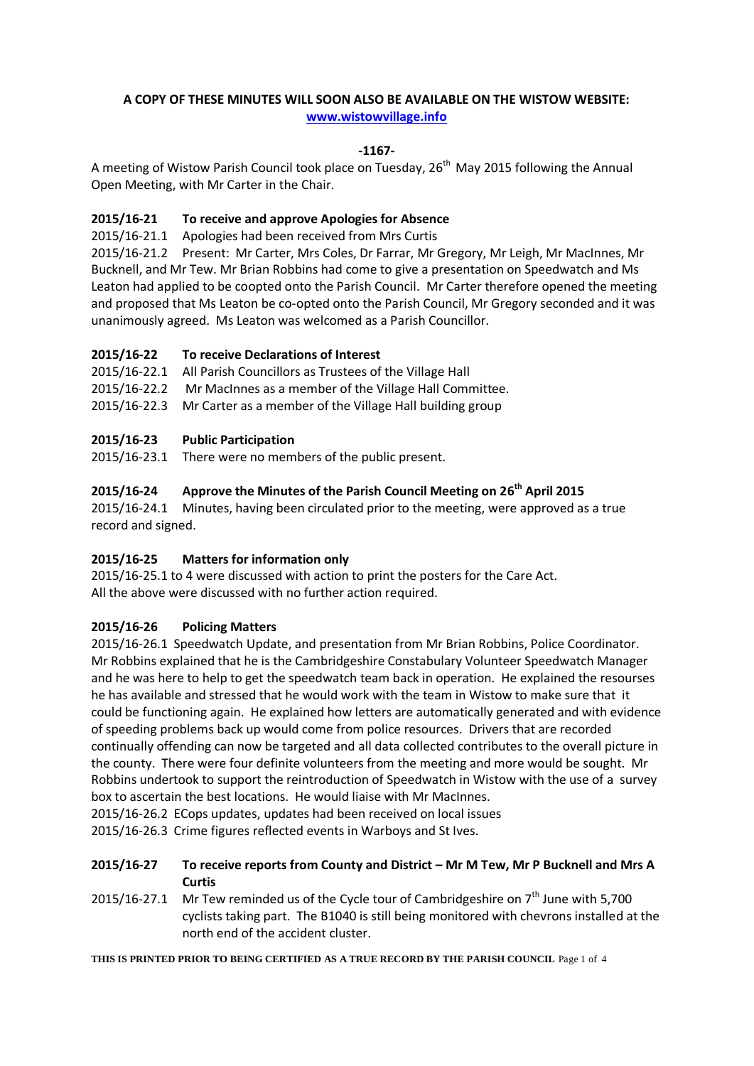**A COPY OF THESE MINUTES WILL SOON ALSO BE AVAILABLE ON THE WISTOW WEBSITE: www.wistowvillage.info**

**-1167-**

A meeting of Wistow Parish Council took place on Tuesday, 26th May 2015 following the Annual Open Meeting, with Mr Carter in the Chair.

**2015/16-21 To receive and approve Apologies for Absence**

2015/16-21.1 Apologies had been received from Mrs Curtis

2015/16-21.2 Present: Mr Carter, Mrs Coles, Dr Farrar, Mr Gregory, Mr Leigh, Mr MacInnes, Mr Bucknell, and Mr Tew. Mr Brian Robbins had come to give a presentation on Speedwatch and Ms Leaton had applied to be coopted onto the Parish Council. Mr Carter therefore opened the meeting and proposed that Ms Leaton be co-opted onto the Parish Council, Mr Gregory seconded and it was unanimously agreed. Ms Leaton was welcomed as a Parish Councillor.

**2015/16-22 To receive Declarations of Interest**

2015/16-22.1 All Parish Councillors as Trustees of the Village Hall

2015/16-22.2 Mr MacInnes as a member of the Village Hall Committee.

2015/16-22.3 Mr Carter as a member of the Village Hall building group

**2015/16-23 Public Participation**

2015/16-23.1 There were no members of the public present.

**2015/16-24 Approve the Minutes of the Parish Council Meeting on 26th April 2015**

2015/16-24.1 Minutes, having been circulated prior to the meeting, were approved as a true record and signed.

**2015/16-25 Matters for information only**

2015/16-25.1 to 4 were discussed with action to print the posters for the Care Act.
All the above were discussed with no further action required.

**2015/16-26 Policing Matters**

2015/16-26.1 Speedwatch Update, and presentation from Mr Brian Robbins, Police Coordinator. Mr Robbins explained that he is the Cambridgeshire Constabulary Volunteer Speedwatch Manager and he was here to help to get the speedwatch team back in operation. He explained the resourses he has available and stressed that he would work with the team in Wistow to make sure that it could be functioning again. He explained how letters are automatically generated and with evidence of speeding problems back up would come from police resources. Drivers that are recorded continually offending can now be targeted and all data collected contributes to the overall picture in the county. There were four definite volunteers from the meeting and more would be sought. Mr Robbins undertook to support the reintroduction of Speedwatch in Wistow with the use of a survey box to ascertain the best locations. He would liaise with Mr MacInnes.

2015/16-26.2 ECops updates, updates had been received on local issues

2015/16-26.3 Crime figures reflected events in Warboys and St Ives.

**2015/16-27 To receive reports from County and District – Mr M Tew, Mr P Bucknell and Mrs A Curtis**

2015/16-27.1 Mr Tew reminded us of the Cycle tour of Cambridgeshire on 7th June with 5,700 cyclists taking part. The B1040 is still being monitored with chevrons installed at the north end of the accident cluster.

THIS IS PRINTED PRIOR TO BEING CERTIFIED AS A TRUE RECORD BY THE PARISH COUNCIL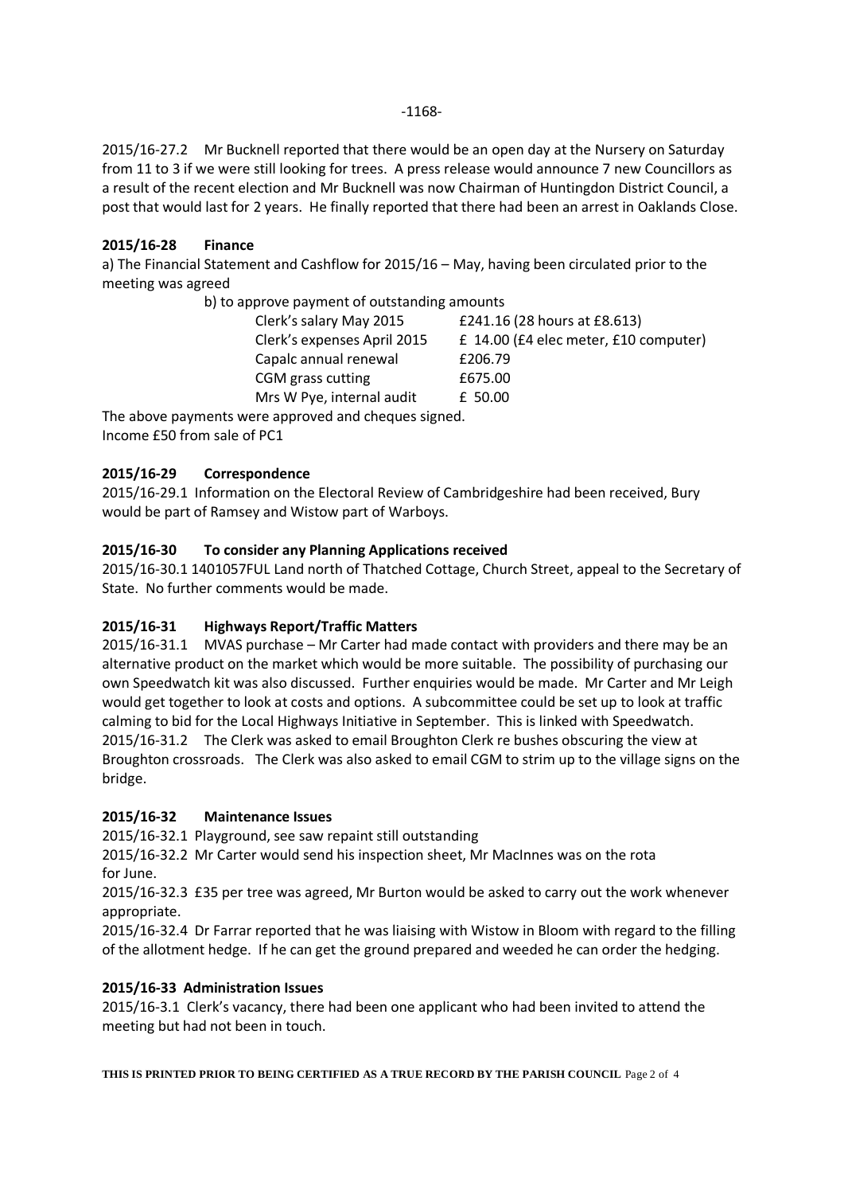2015/16-27.2 Mr Bucknell reported that there would be an open day at the Nursery on Saturday from 11 to 3 if we were still looking for trees. A press release would announce 7 new Councillors as a result of the recent election and Mr Bucknell was now Chairman of Huntingdon District Council, a post that would last for 2 years. He finally reported that there had been an arrest in Oaklands Close.

**2015/16-28 Finance**

a) The Financial Statement and Cashflow for 2015/16 – May, having been circulated prior to the meeting was agreed

b) to approve payment of outstanding amounts

| | |
|---|---|
| Clerk's salary May 2015 | £241.16 (28 hours at £8.613) |
| Clerk's expenses April 2015 | £ 14.00 (£4 elec meter, £10 computer) |
| Capalc annual renewal | £206.79 |
| CGM grass cutting | £675.00 |
| Mrs W Pye, internal audit | £ 50.00 |

The above payments were approved and cheques signed.
Income £50 from sale of PC1

**2015/16-29 Correspondence**

2015/16-29.1 Information on the Electoral Review of Cambridgeshire had been received, Bury would be part of Ramsey and Wistow part of Warboys.

**2015/16-30 To consider any Planning Applications received**

2015/16-30.1 1401057FUL Land north of Thatched Cottage, Church Street, appeal to the Secretary of State. No further comments would be made.

**2015/16-31 Highways Report/Traffic Matters**

2015/16-31.1 MVAS purchase – Mr Carter had made contact with providers and there may be an alternative product on the market which would be more suitable. The possibility of purchasing our own Speedwatch kit was also discussed. Further enquiries would be made. Mr Carter and Mr Leigh would get together to look at costs and options. A subcommittee could be set up to look at traffic calming to bid for the Local Highways Initiative in September. This is linked with Speedwatch.

2015/16-31.2 The Clerk was asked to email Broughton Clerk re bushes obscuring the view at Broughton crossroads. The Clerk was also asked to email CGM to strim up to the village signs on the bridge.

**2015/16-32 Maintenance Issues**

2015/16-32.1 Playground, see saw repaint still outstanding

2015/16-32.2 Mr Carter would send his inspection sheet, Mr MacInnes was on the rota for June.

2015/16-32.3 £35 per tree was agreed, Mr Burton would be asked to carry out the work whenever appropriate.

2015/16-32.4 Dr Farrar reported that he was liaising with Wistow in Bloom with regard to the filling of the allotment hedge. If he can get the ground prepared and weeded he can order the hedging.

**2015/16-33 Administration Issues**

2015/16-3.1 Clerk's vacancy, there had been one applicant who had been invited to attend the meeting but had not been in touch.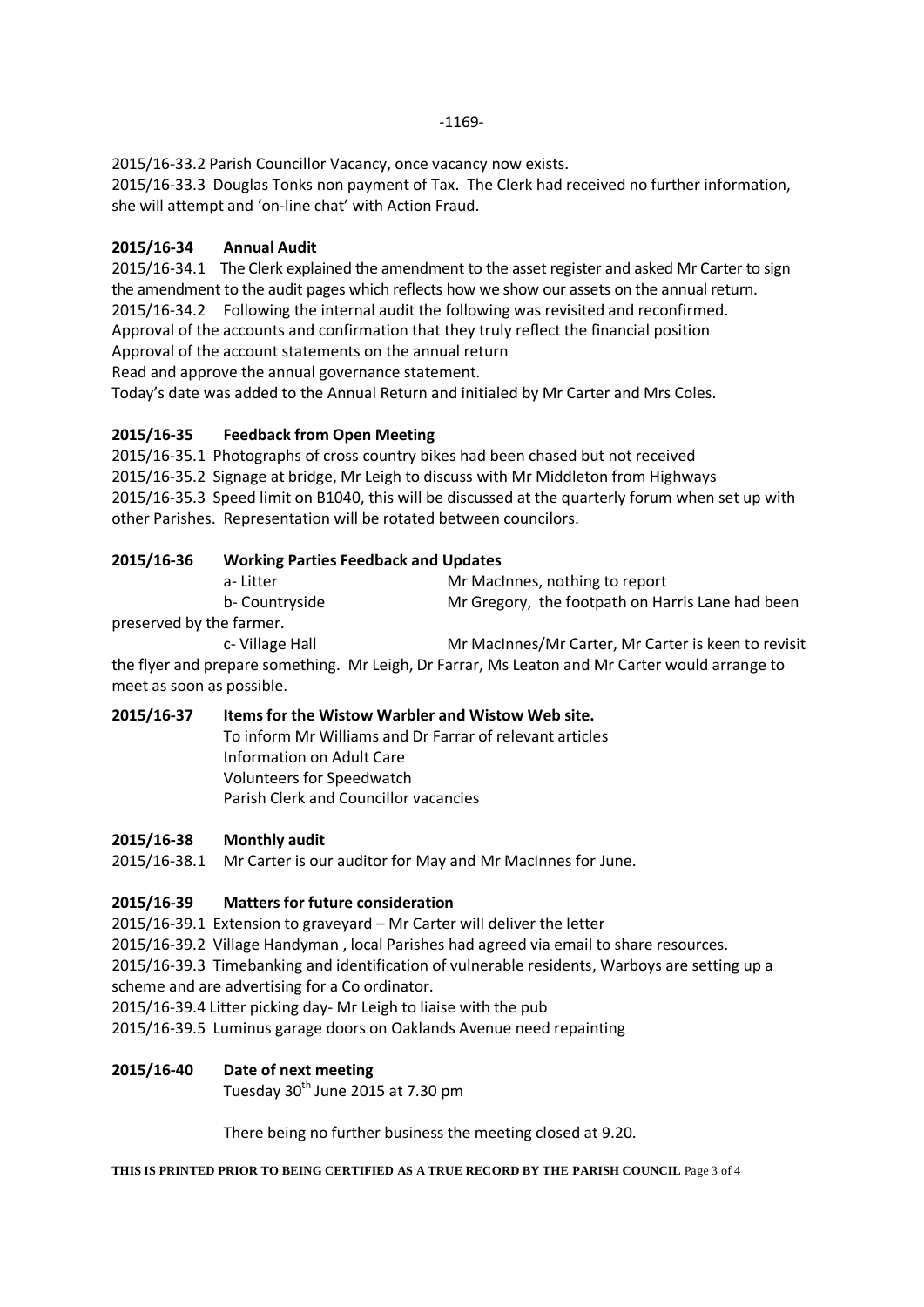2015/16-33.2 Parish Councillor Vacancy, once vacancy now exists.

2015/16-33.3 Douglas Tonks non payment of Tax. The Clerk had received no further information, she will attempt and 'on-line chat' with Action Fraud.

## 2015/16-34 Annual Audit

2015/16-34.1 The Clerk explained the amendment to the asset register and asked Mr Carter to sign the amendment to the audit pages which reflects how we show our assets on the annual return.

2015/16-34.2 Following the internal audit the following was revisited and reconfirmed.

Approval of the accounts and confirmation that they truly reflect the financial position

Approval of the account statements on the annual return

Read and approve the annual governance statement.

Today's date was added to the Annual Return and initialed by Mr Carter and Mrs Coles.

## 2015/16-35 Feedback from Open Meeting

2015/16-35.1 Photographs of cross country bikes had been chased but not received

2015/16-35.2 Signage at bridge, Mr Leigh to discuss with Mr Middleton from Highways

2015/16-35.3 Speed limit on B1040, this will be discussed at the quarterly forum when set up with other Parishes. Representation will be rotated between councilors.

## 2015/16-36 Working Parties Feedback and Updates

a- Litter — Mr MacInnes, nothing to report

b- Countryside — Mr Gregory, the footpath on Harris Lane had been preserved by the farmer.

c- Village Hall — Mr MacInnes/Mr Carter, Mr Carter is keen to revisit the flyer and prepare something. Mr Leigh, Dr Farrar, Ms Leaton and Mr Carter would arrange to meet as soon as possible.

## 2015/16-37 Items for the Wistow Warbler and Wistow Web site.

To inform Mr Williams and Dr Farrar of relevant articles

Information on Adult Care

Volunteers for Speedwatch

Parish Clerk and Councillor vacancies

## 2015/16-38 Monthly audit

2015/16-38.1 Mr Carter is our auditor for May and Mr MacInnes for June.

## 2015/16-39 Matters for future consideration

2015/16-39.1 Extension to graveyard – Mr Carter will deliver the letter

2015/16-39.2 Village Handyman , local Parishes had agreed via email to share resources.

2015/16-39.3 Timebanking and identification of vulnerable residents, Warboys are setting up a scheme and are advertising for a Co ordinator.

2015/16-39.4 Litter picking day- Mr Leigh to liaise with the pub

2015/16-39.5 Luminus garage doors on Oaklands Avenue need repainting

## 2015/16-40 Date of next meeting

Tuesday 30th June 2015 at 7.30 pm

There being no further business the meeting closed at 9.20.

**THIS IS PRINTED PRIOR TO BEING CERTIFIED AS A TRUE RECORD BY THE PARISH COUNCIL**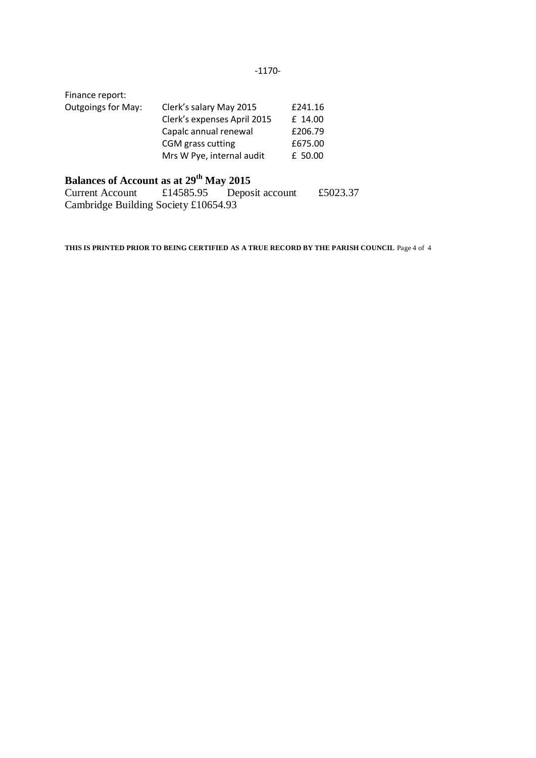Finance report:

| | | |
|---|---|---|
| Outgoings for May: | Clerk's salary May 2015 | £241.16 |
| | Clerk's expenses April 2015 | £ 14.00 |
| | Capalc annual renewal | £206.79 |
| | CGM grass cutting | £675.00 |
| | Mrs W Pye, internal audit | £ 50.00 |

## Balances of Account as at 29th May 2015

Current Account £14585.95 Deposit account £5023.37
Cambridge Building Society £10654.93

**THIS IS PRINTED PRIOR TO BEING CERTIFIED AS A TRUE RECORD BY THE PARISH COUNCIL**